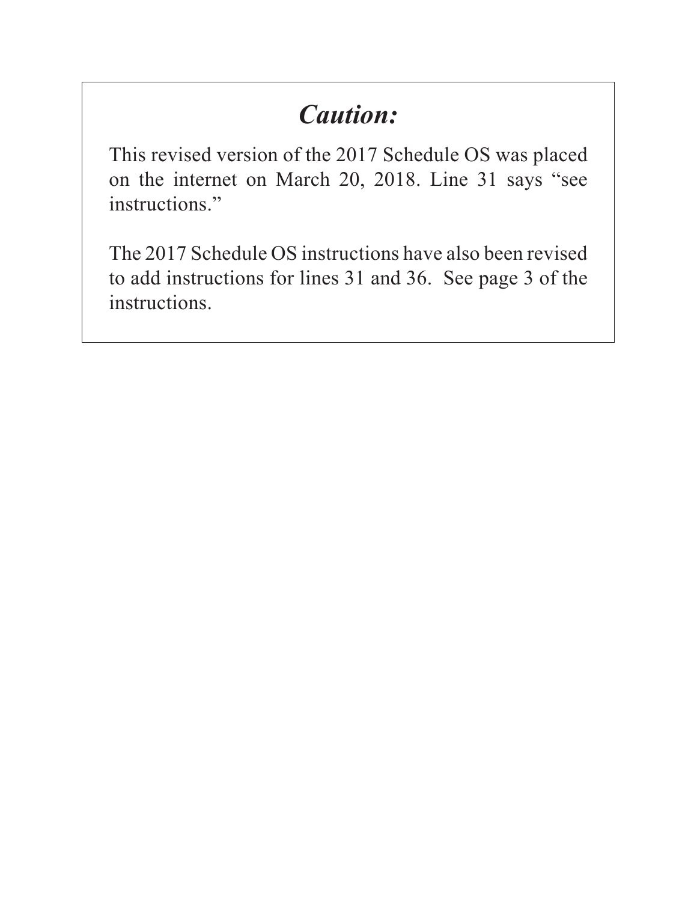# *Caution:*

This revised version of the 2017 Schedule OS was placed on the internet on March 20, 2018. Line 31 says "see instructions."

The 2017 Schedule OS instructions have also been revised to add instructions for lines 31 and 36. See page 3 of the instructions.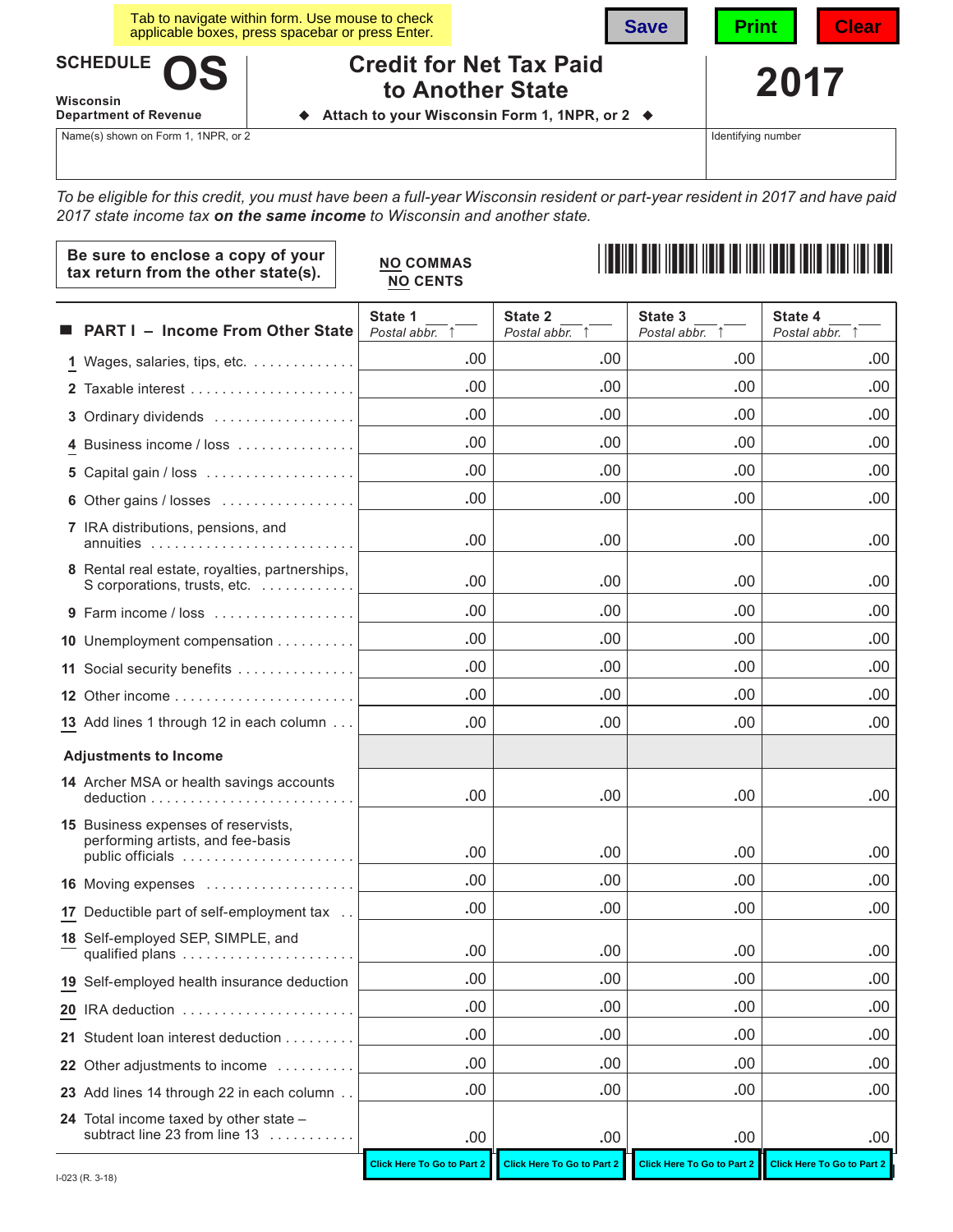Tab to navigate within form. Use mouse to check applicable boxes, press spacebar or press Enter.

Save | Print | Clear

# SCHEDULE OS

**Wisconsin Department of Revenue**

## Credit for Net Tax Paid to Another State

◆ Attach to your Wisconsin Form 1, 1NPR, or 2 ◆

# 2017

| Name(s) shown on Form 1, 1NPR, or 2 | Identifying number |
|---|---|
| | |

*To be eligible for this credit, you must have been a full-year Wisconsin resident or part-year resident in 2017 and have paid 2017 state income tax **on the same income** to Wisconsin and another state.*

**Be sure to enclose a copy of your tax return from the other state(s).**

**NO COMMAS**
**NO CENTS**

| ■ PART I – Income From Other State | State 1 ___ ___ *Postal abbr.* ↑ | State 2 ___ ___ *Postal abbr.* ↑ | State 3 ___ ___ *Postal abbr.* ↑ | State 4 ___ ___ *Postal abbr.* ↑ |
|---|---|---|---|---|
| 1 Wages, salaries, tips, etc. | .00 | .00 | .00 | .00 |
| 2 Taxable interest | .00 | .00 | .00 | .00 |
| 3 Ordinary dividends | .00 | .00 | .00 | .00 |
| 4 Business income / loss | .00 | .00 | .00 | .00 |
| 5 Capital gain / loss | .00 | .00 | .00 | .00 |
| 6 Other gains / losses | .00 | .00 | .00 | .00 |
| 7 IRA distributions, pensions, and annuities | .00 | .00 | .00 | .00 |
| 8 Rental real estate, royalties, partnerships, S corporations, trusts, etc. | .00 | .00 | .00 | .00 |
| 9 Farm income / loss | .00 | .00 | .00 | .00 |
| 10 Unemployment compensation | .00 | .00 | .00 | .00 |
| 11 Social security benefits | .00 | .00 | .00 | .00 |
| 12 Other income | .00 | .00 | .00 | .00 |
| 13 Add lines 1 through 12 in each column | .00 | .00 | .00 | .00 |
| **Adjustments to Income** | | | | |
| 14 Archer MSA or health savings accounts deduction | .00 | .00 | .00 | .00 |
| 15 Business expenses of reservists, performing artists, and fee-basis public officials | .00 | .00 | .00 | .00 |
| 16 Moving expenses | .00 | .00 | .00 | .00 |
| 17 Deductible part of self-employment tax | .00 | .00 | .00 | .00 |
| 18 Self-employed SEP, SIMPLE, and qualified plans | .00 | .00 | .00 | .00 |
| 19 Self-employed health insurance deduction | .00 | .00 | .00 | .00 |
| 20 IRA deduction | .00 | .00 | .00 | .00 |
| 21 Student loan interest deduction | .00 | .00 | .00 | .00 |
| 22 Other adjustments to income | .00 | .00 | .00 | .00 |
| 23 Add lines 14 through 22 in each column | .00 | .00 | .00 | .00 |
| 24 Total income taxed by other state – subtract line 23 from line 13 | .00 | .00 | .00 | .00 |
| | Click Here To Go to Part 2 | Click Here To Go to Part 2 | Click Here To Go to Part 2 | Click Here To Go to Part 2 |

I-023 (R. 3-18)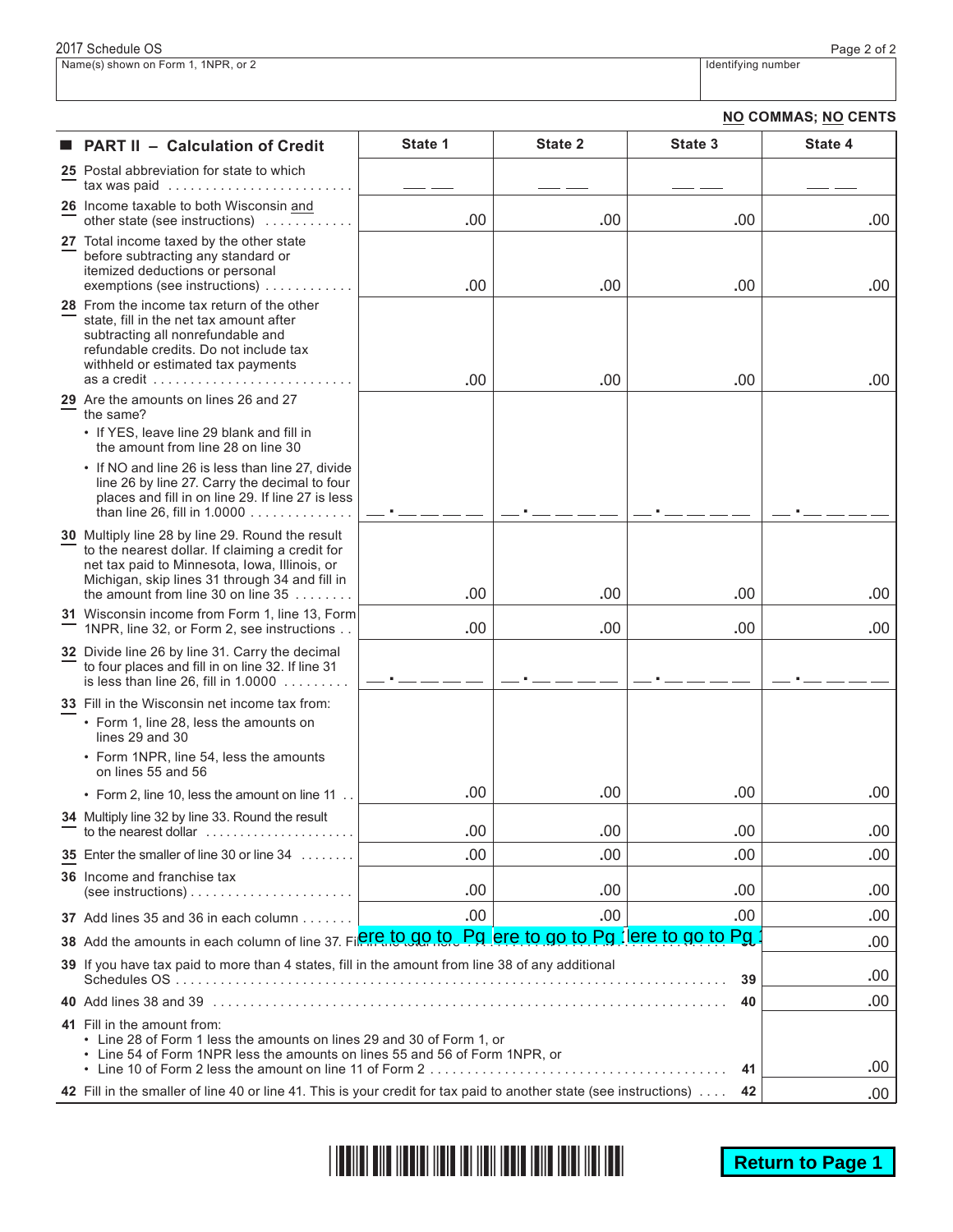2017 Schedule OS

| Name(s) shown on Form 1, 1NPR, or 2 | Identifying number |
|---|---|
| | |

**NO COMMAS; NO CENTS**

| ■ **PART II – Calculation of Credit** | **State 1** | **State 2** | **State 3** | **State 4** |
|---|---|---|---|---|
| **25** Postal abbreviation for state to which tax was paid | __ __ | __ __ | __ __ | __ __ |
| **26** Income taxable to both Wisconsin and other state (see instructions) | .00 | .00 | .00 | .00 |
| **27** Total income taxed by the other state before subtracting any standard or itemized deductions or personal exemptions (see instructions) | .00 | .00 | .00 | .00 |
| **28** From the income tax return of the other state, fill in the net tax amount after subtracting all nonrefundable and refundable credits. Do not include tax withheld or estimated tax payments as a credit | .00 | .00 | .00 | .00 |
| **29** Are the amounts on lines 26 and 27 the same? • If YES, leave line 29 blank and fill in the amount from line 28 on line 30 • If NO and line 26 is less than line 27, divide line 26 by line 27. Carry the decimal to four places and fill in on line 29. If line 27 is less than line 26, fill in 1.0000 | __ . __ __ __ __ | __ . __ __ __ __ | __ . __ __ __ __ | __ . __ __ __ __ |
| **30** Multiply line 28 by line 29. Round the result to the nearest dollar. If claiming a credit for net tax paid to Minnesota, Iowa, Illinois, or Michigan, skip lines 31 through 34 and fill in the amount from line 30 on line 35 | .00 | .00 | .00 | .00 |
| **31** Wisconsin income from Form 1, line 13, Form 1NPR, line 32, or Form 2, see instructions | .00 | .00 | .00 | .00 |
| **32** Divide line 26 by line 31. Carry the decimal to four places and fill in on line 32. If line 31 is less than line 26, fill in 1.0000 | __ . __ __ __ __ | __ . __ __ __ __ | __ . __ __ __ __ | __ . __ __ __ __ |
| **33** Fill in the Wisconsin net income tax from: • Form 1, line 28, less the amounts on lines 29 and 30 • Form 1NPR, line 54, less the amounts on lines 55 and 56 • Form 2, line 10, less the amount on line 11 | .00 | .00 | .00 | .00 |
| **34** Multiply line 32 by line 33. Round the result to the nearest dollar | .00 | .00 | .00 | .00 |
| **35** Enter the smaller of line 30 or line 34 | .00 | .00 | .00 | .00 |
| **36** Income and franchise tax (see instructions) | .00 | .00 | .00 | .00 |
| **37** Add lines 35 and 36 in each column | .00 | .00 | .00 | .00 |

| | | |
|---|---|---|
| **38** Add the amounts in each column of line 37. Fill in the total here | 38 | .00 |
| **39** If you have tax paid to more than 4 states, fill in the amount from line 38 of any additional Schedules OS | 39 | .00 |
| **40** Add lines 38 and 39 | 40 | .00 |
| **41** Fill in the amount from: • Line 28 of Form 1 less the amounts on lines 29 and 30 of Form 1, or • Line 54 of Form 1NPR less the amounts on lines 55 and 56 of Form 1NPR, or • Line 10 of Form 2 less the amount on line 11 of Form 2 | 41 | .00 |
| **42** Fill in the smaller of line 40 or line 41. This is your credit for tax paid to another state (see instructions) | 42 | .00 |

**Return to Page 1**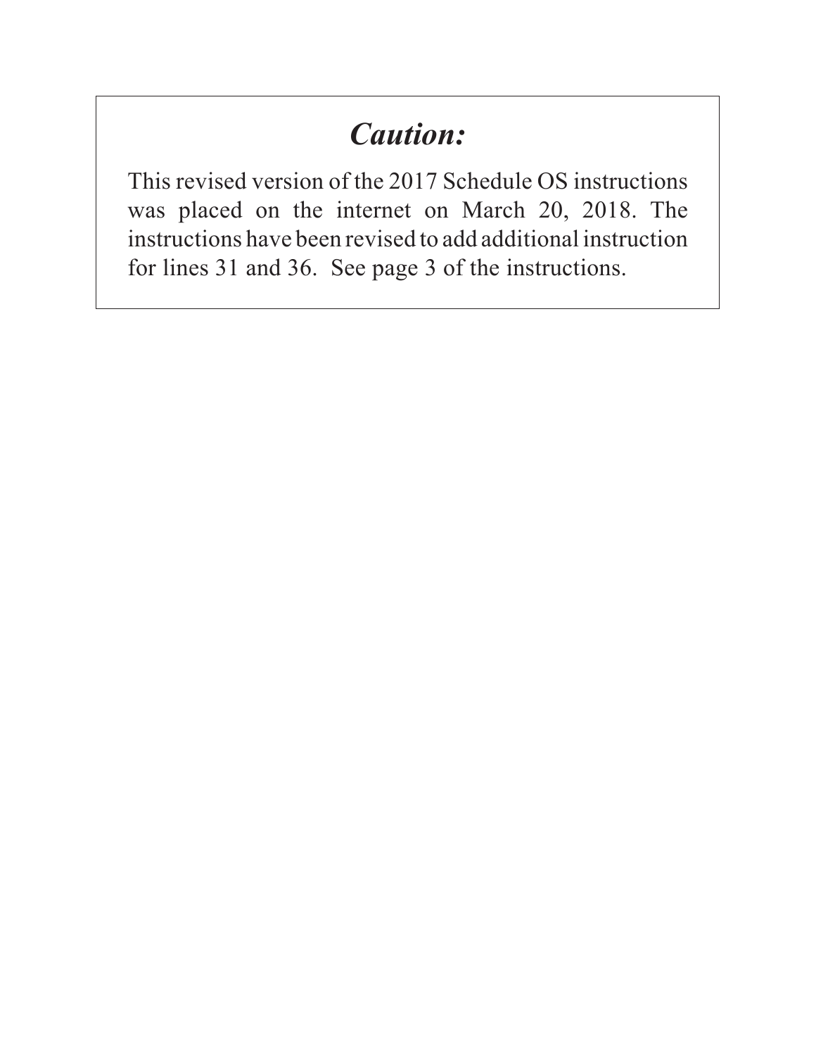# *Caution:*

This revised version of the 2017 Schedule OS instructions was placed on the internet on March 20, 2018. The instructions have been revised to add additional instruction for lines 31 and 36. See page 3 of the instructions.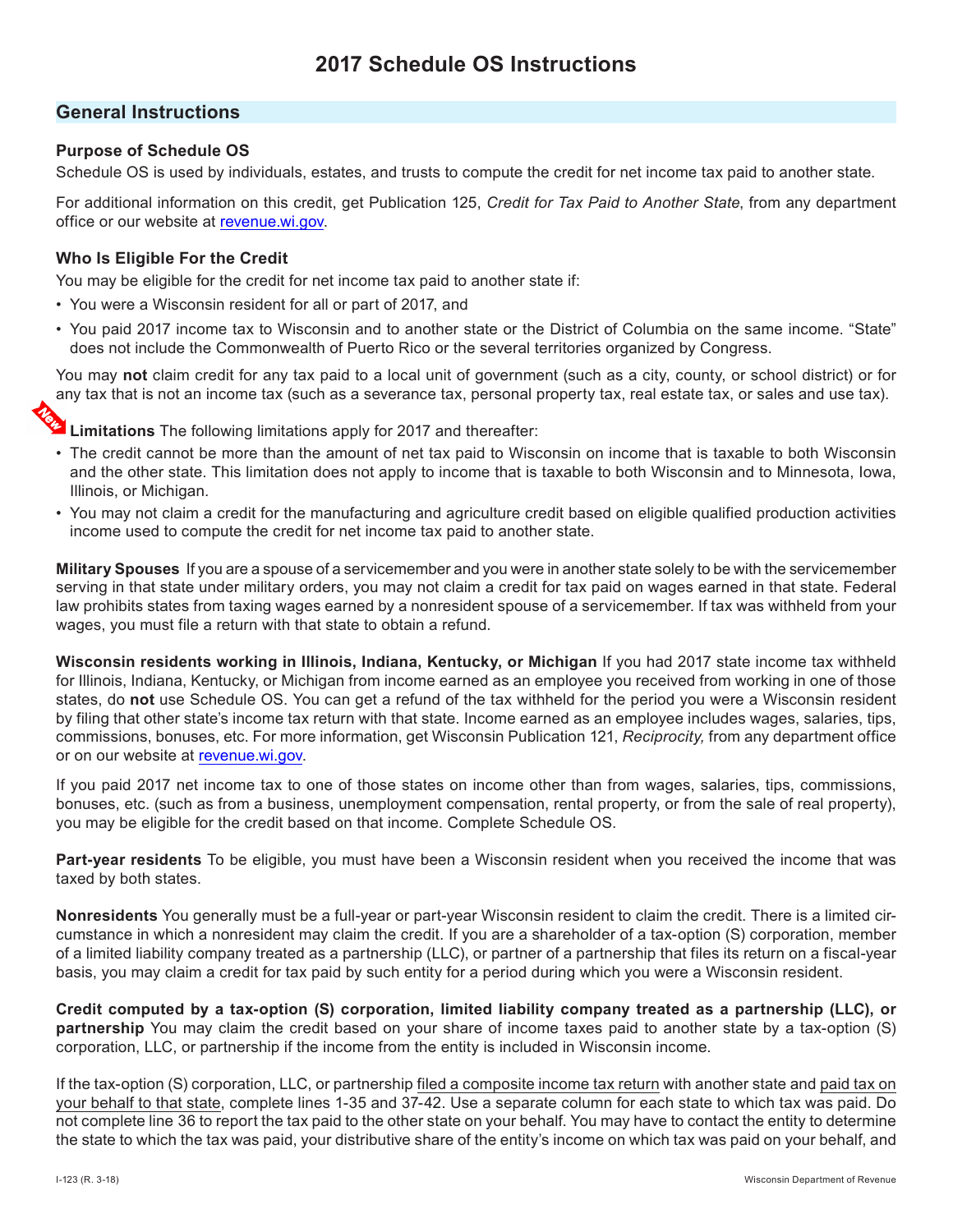# 2017 Schedule OS Instructions

## General Instructions

### Purpose of Schedule OS

Schedule OS is used by individuals, estates, and trusts to compute the credit for net income tax paid to another state.

For additional information on this credit, get Publication 125, *Credit for Tax Paid to Another State*, from any department office or our website at revenue.wi.gov.

### Who Is Eligible For the Credit

You may be eligible for the credit for net income tax paid to another state if:

- You were a Wisconsin resident for all or part of 2017, and
- You paid 2017 income tax to Wisconsin and to another state or the District of Columbia on the same income. "State" does not include the Commonwealth of Puerto Rico or the several territories organized by Congress.

You may **not** claim credit for any tax paid to a local unit of government (such as a city, county, or school district) or for any tax that is not an income tax (such as a severance tax, personal property tax, real estate tax, or sales and use tax).

New **Limitations** The following limitations apply for 2017 and thereafter:

- The credit cannot be more than the amount of net tax paid to Wisconsin on income that is taxable to both Wisconsin and the other state. This limitation does not apply to income that is taxable to both Wisconsin and to Minnesota, Iowa, Illinois, or Michigan.
- You may not claim a credit for the manufacturing and agriculture credit based on eligible qualified production activities income used to compute the credit for net income tax paid to another state.

**Military Spouses** If you are a spouse of a servicemember and you were in another state solely to be with the servicemember serving in that state under military orders, you may not claim a credit for tax paid on wages earned in that state. Federal law prohibits states from taxing wages earned by a nonresident spouse of a servicemember. If tax was withheld from your wages, you must file a return with that state to obtain a refund.

**Wisconsin residents working in Illinois, Indiana, Kentucky, or Michigan** If you had 2017 state income tax withheld for Illinois, Indiana, Kentucky, or Michigan from income earned as an employee you received from working in one of those states, do **not** use Schedule OS. You can get a refund of the tax withheld for the period you were a Wisconsin resident by filing that other state's income tax return with that state. Income earned as an employee includes wages, salaries, tips, commissions, bonuses, etc. For more information, get Wisconsin Publication 121, *Reciprocity,* from any department office or on our website at revenue.wi.gov.

If you paid 2017 net income tax to one of those states on income other than from wages, salaries, tips, commissions, bonuses, etc. (such as from a business, unemployment compensation, rental property, or from the sale of real property), you may be eligible for the credit based on that income. Complete Schedule OS.

**Part-year residents** To be eligible, you must have been a Wisconsin resident when you received the income that was taxed by both states.

**Nonresidents** You generally must be a full-year or part-year Wisconsin resident to claim the credit. There is a limited circumstance in which a nonresident may claim the credit. If you are a shareholder of a tax-option (S) corporation, member of a limited liability company treated as a partnership (LLC), or partner of a partnership that files its return on a fiscal-year basis, you may claim a credit for tax paid by such entity for a period during which you were a Wisconsin resident.

**Credit computed by a tax-option (S) corporation, limited liability company treated as a partnership (LLC), or partnership** You may claim the credit based on your share of income taxes paid to another state by a tax-option (S) corporation, LLC, or partnership if the income from the entity is included in Wisconsin income.

If the tax-option (S) corporation, LLC, or partnership filed a composite income tax return with another state and paid tax on your behalf to that state, complete lines 1-35 and 37-42. Use a separate column for each state to which tax was paid. Do not complete line 36 to report the tax paid to the other state on your behalf. You may have to contact the entity to determine the state to which the tax was paid, your distributive share of the entity's income on which tax was paid on your behalf, and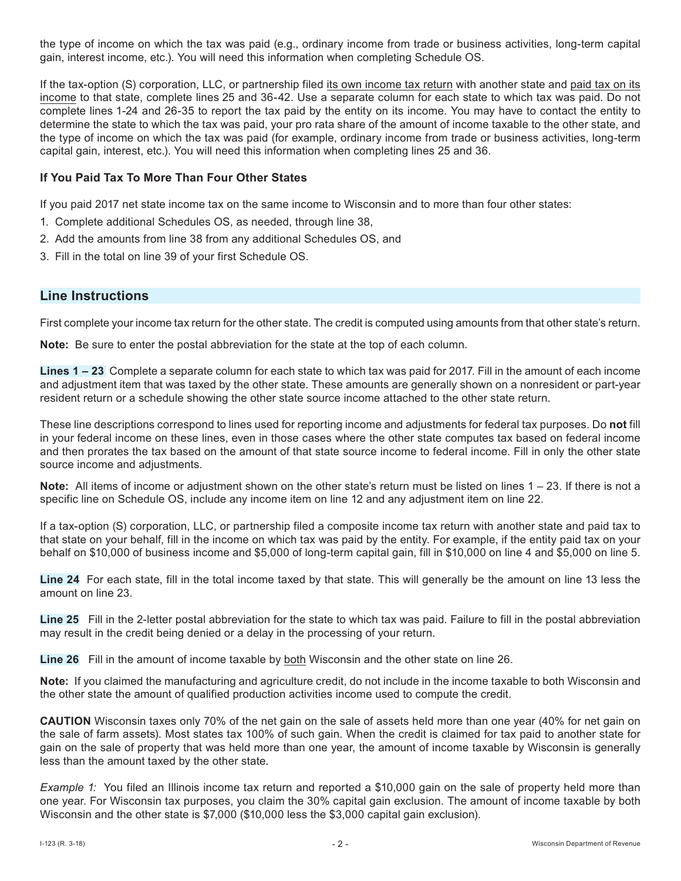the type of income on which the tax was paid (e.g., ordinary income from trade or business activities, long-term capital gain, interest income, etc.). You will need this information when completing Schedule OS.

If the tax-option (S) corporation, LLC, or partnership filed its own income tax return with another state and paid tax on its income to that state, complete lines 25 and 36-42. Use a separate column for each state to which tax was paid. Do not complete lines 1-24 and 26-35 to report the tax paid by the entity on its income. You may have to contact the entity to determine the state to which the tax was paid, your pro rata share of the amount of income taxable to the other state, and the type of income on which the tax was paid (for example, ordinary income from trade or business activities, long-term capital gain, interest, etc.). You will need this information when completing lines 25 and 36.

### If You Paid Tax To More Than Four Other States

If you paid 2017 net state income tax on the same income to Wisconsin and to more than four other states:

1. Complete additional Schedules OS, as needed, through line 38,
2. Add the amounts from line 38 from any additional Schedules OS, and
3. Fill in the total on line 39 of your first Schedule OS.

## Line Instructions

First complete your income tax return for the other state. The credit is computed using amounts from that other state's return.

**Note:** Be sure to enter the postal abbreviation for the state at the top of each column.

**Lines 1 – 23** Complete a separate column for each state to which tax was paid for 2017. Fill in the amount of each income and adjustment item that was taxed by the other state. These amounts are generally shown on a nonresident or part-year resident return or a schedule showing the other state source income attached to the other state return.

These line descriptions correspond to lines used for reporting income and adjustments for federal tax purposes. Do **not** fill in your federal income on these lines, even in those cases where the other state computes tax based on federal income and then prorates the tax based on the amount of that state source income to federal income. Fill in only the other state source income and adjustments.

**Note:** All items of income or adjustment shown on the other state's return must be listed on lines 1 – 23. If there is not a specific line on Schedule OS, include any income item on line 12 and any adjustment item on line 22.

If a tax-option (S) corporation, LLC, or partnership filed a composite income tax return with another state and paid tax to that state on your behalf, fill in the income on which tax was paid by the entity. For example, if the entity paid tax on your behalf on $10,000 of business income and $5,000 of long-term capital gain, fill in $10,000 on line 4 and $5,000 on line 5.

**Line 24** For each state, fill in the total income taxed by that state. This will generally be the amount on line 13 less the amount on line 23.

**Line 25** Fill in the 2-letter postal abbreviation for the state to which tax was paid. Failure to fill in the postal abbreviation may result in the credit being denied or a delay in the processing of your return.

**Line 26** Fill in the amount of income taxable by both Wisconsin and the other state on line 26.

**Note:** If you claimed the manufacturing and agriculture credit, do not include in the income taxable to both Wisconsin and the other state the amount of qualified production activities income used to compute the credit.

**CAUTION** Wisconsin taxes only 70% of the net gain on the sale of assets held more than one year (40% for net gain on the sale of farm assets). Most states tax 100% of such gain. When the credit is claimed for tax paid to another state for gain on the sale of property that was held more than one year, the amount of income taxable by Wisconsin is generally less than the amount taxed by the other state.

*Example 1:* You filed an Illinois income tax return and reported a $10,000 gain on the sale of property held more than one year. For Wisconsin tax purposes, you claim the 30% capital gain exclusion. The amount of income taxable by both Wisconsin and the other state is $7,000 ($10,000 less the $3,000 capital gain exclusion).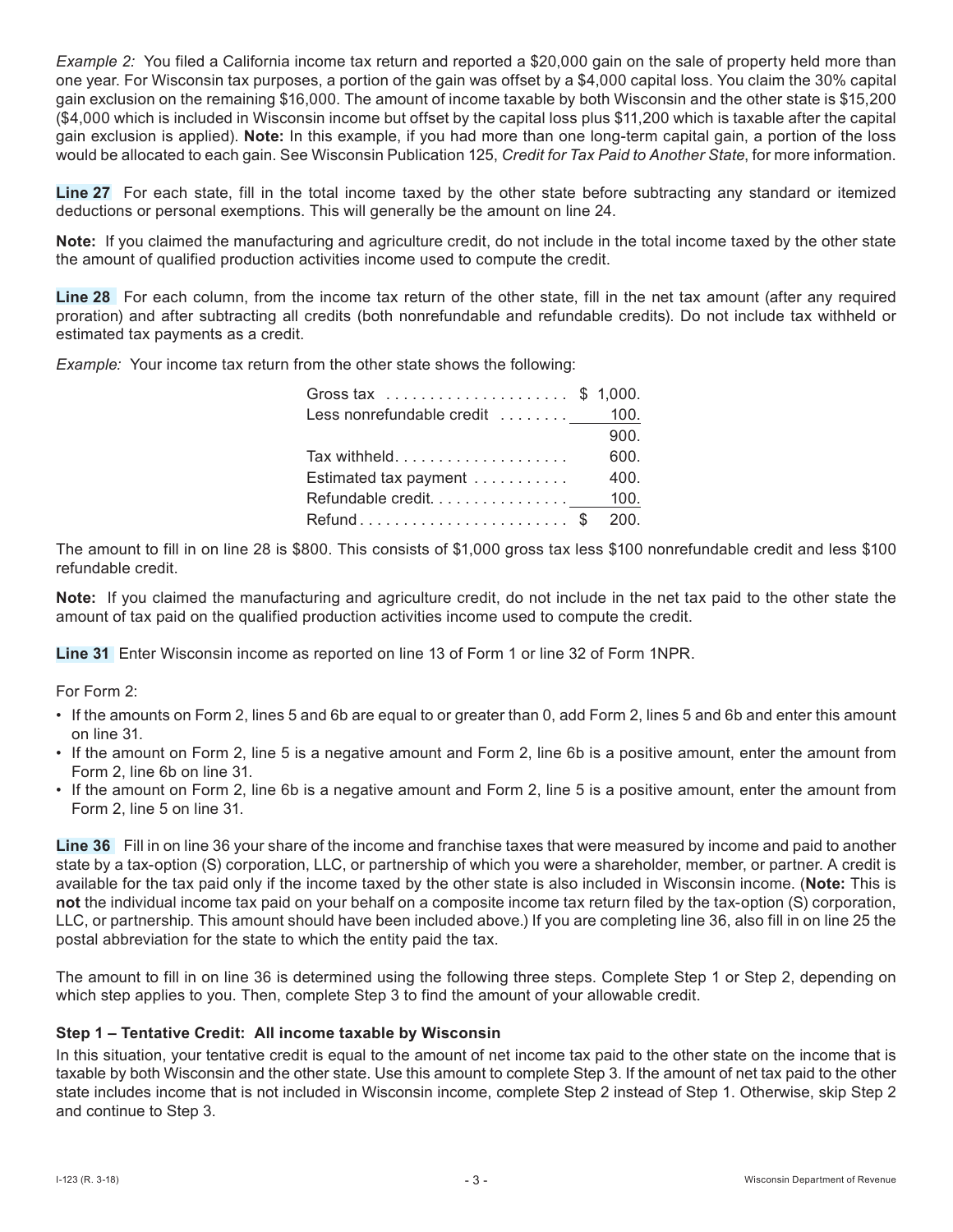*Example 2:* You filed a California income tax return and reported a $20,000 gain on the sale of property held more than one year. For Wisconsin tax purposes, a portion of the gain was offset by a $4,000 capital loss. You claim the 30% capital gain exclusion on the remaining $16,000. The amount of income taxable by both Wisconsin and the other state is $15,200 ($4,000 which is included in Wisconsin income but offset by the capital loss plus $11,200 which is taxable after the capital gain exclusion is applied). **Note:** In this example, if you had more than one long-term capital gain, a portion of the loss would be allocated to each gain. See Wisconsin Publication 125, *Credit for Tax Paid to Another State*, for more information.

**Line 27** For each state, fill in the total income taxed by the other state before subtracting any standard or itemized deductions or personal exemptions. This will generally be the amount on line 24.

**Note:** If you claimed the manufacturing and agriculture credit, do not include in the total income taxed by the other state the amount of qualified production activities income used to compute the credit.

**Line 28** For each column, from the income tax return of the other state, fill in the net tax amount (after any required proration) and after subtracting all credits (both nonrefundable and refundable credits). Do not include tax withheld or estimated tax payments as a credit.

*Example:* Your income tax return from the other state shows the following:

| | |
|---|---|
| Gross tax | $ 1,000. |
| Less nonrefundable credit | 100. |
| | 900. |
| Tax withheld | 600. |
| Estimated tax payment | 400. |
| Refundable credit | 100. |
| Refund | $ 200. |

The amount to fill in on line 28 is $800. This consists of $1,000 gross tax less $100 nonrefundable credit and less $100 refundable credit.

**Note:** If you claimed the manufacturing and agriculture credit, do not include in the net tax paid to the other state the amount of tax paid on the qualified production activities income used to compute the credit.

**Line 31** Enter Wisconsin income as reported on line 13 of Form 1 or line 32 of Form 1NPR.

For Form 2:

- If the amounts on Form 2, lines 5 and 6b are equal to or greater than 0, add Form 2, lines 5 and 6b and enter this amount on line 31.
- If the amount on Form 2, line 5 is a negative amount and Form 2, line 6b is a positive amount, enter the amount from Form 2, line 6b on line 31.
- If the amount on Form 2, line 6b is a negative amount and Form 2, line 5 is a positive amount, enter the amount from Form 2, line 5 on line 31.

**Line 36** Fill in on line 36 your share of the income and franchise taxes that were measured by income and paid to another state by a tax-option (S) corporation, LLC, or partnership of which you were a shareholder, member, or partner. A credit is available for the tax paid only if the income taxed by the other state is also included in Wisconsin income. (**Note:** This is **not** the individual income tax paid on your behalf on a composite income tax return filed by the tax-option (S) corporation, LLC, or partnership. This amount should have been included above.) If you are completing line 36, also fill in on line 25 the postal abbreviation for the state to which the entity paid the tax.

The amount to fill in on line 36 is determined using the following three steps. Complete Step 1 or Step 2, depending on which step applies to you. Then, complete Step 3 to find the amount of your allowable credit.

**Step 1 – Tentative Credit: All income taxable by Wisconsin**

In this situation, your tentative credit is equal to the amount of net income tax paid to the other state on the income that is taxable by both Wisconsin and the other state. Use this amount to complete Step 3. If the amount of net tax paid to the other state includes income that is not included in Wisconsin income, complete Step 2 instead of Step 1. Otherwise, skip Step 2 and continue to Step 3.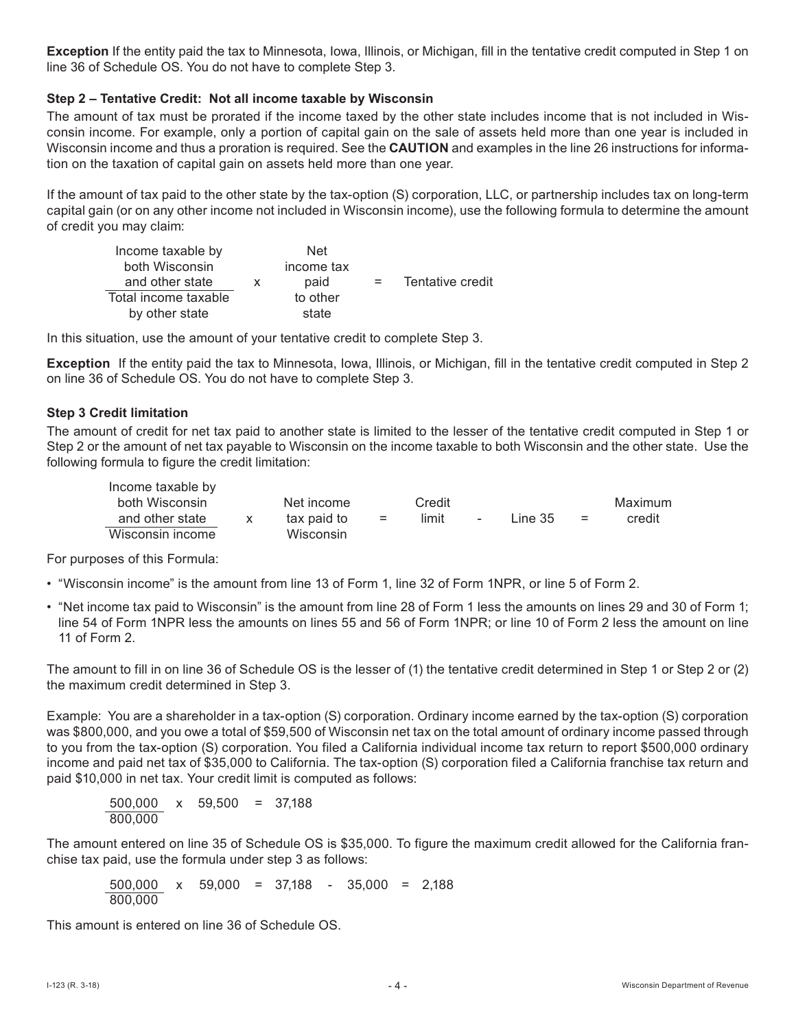**Exception** If the entity paid the tax to Minnesota, Iowa, Illinois, or Michigan, fill in the tentative credit computed in Step 1 on line 36 of Schedule OS. You do not have to complete Step 3.

**Step 2 – Tentative Credit: Not all income taxable by Wisconsin**

The amount of tax must be prorated if the income taxed by the other state includes income that is not included in Wisconsin income. For example, only a portion of capital gain on the sale of assets held more than one year is included in Wisconsin income and thus a proration is required. See the **CAUTION** and examples in the line 26 instructions for information on the taxation of capital gain on assets held more than one year.

If the amount of tax paid to the other state by the tax-option (S) corporation, LLC, or partnership includes tax on long-term capital gain (or on any other income not included in Wisconsin income), use the following formula to determine the amount of credit you may claim:

$$\frac{\text{Income taxable by both Wisconsin and other state}}{\text{Total income taxable by other state}} \times \text{Net income tax paid to other state} = \text{Tentative credit}$$

In this situation, use the amount of your tentative credit to complete Step 3.

**Exception** If the entity paid the tax to Minnesota, Iowa, Illinois, or Michigan, fill in the tentative credit computed in Step 2 on line 36 of Schedule OS. You do not have to complete Step 3.

**Step 3 Credit limitation**

The amount of credit for net tax paid to another state is limited to the lesser of the tentative credit computed in Step 1 or Step 2 or the amount of net tax payable to Wisconsin on the income taxable to both Wisconsin and the other state. Use the following formula to figure the credit limitation:

$$\frac{\text{Income taxable by both Wisconsin and other state}}{\text{Wisconsin income}} \times \text{Net income tax paid to Wisconsin} = \text{Credit limit} - \text{Line 35} = \text{Maximum credit}$$

For purposes of this Formula:

- "Wisconsin income" is the amount from line 13 of Form 1, line 32 of Form 1NPR, or line 5 of Form 2.
- "Net income tax paid to Wisconsin" is the amount from line 28 of Form 1 less the amounts on lines 29 and 30 of Form 1; line 54 of Form 1NPR less the amounts on lines 55 and 56 of Form 1NPR; or line 10 of Form 2 less the amount on line 11 of Form 2.

The amount to fill in on line 36 of Schedule OS is the lesser of (1) the tentative credit determined in Step 1 or Step 2 or (2) the maximum credit determined in Step 3.

Example: You are a shareholder in a tax-option (S) corporation. Ordinary income earned by the tax-option (S) corporation was $800,000, and you owe a total of $59,500 of Wisconsin net tax on the total amount of ordinary income passed through to you from the tax-option (S) corporation. You filed a California individual income tax return to report $500,000 ordinary income and paid net tax of $35,000 to California. The tax-option (S) corporation filed a California franchise tax return and paid $10,000 in net tax. Your credit limit is computed as follows:

$$\frac{500{,}000}{800{,}000} \times 59{,}500 = 37{,}188$$

The amount entered on line 35 of Schedule OS is $35,000. To figure the maximum credit allowed for the California franchise tax paid, use the formula under step 3 as follows:

$$\frac{500{,}000}{800{,}000} \times 59{,}000 = 37{,}188 - 35{,}000 = 2{,}188$$

This amount is entered on line 36 of Schedule OS.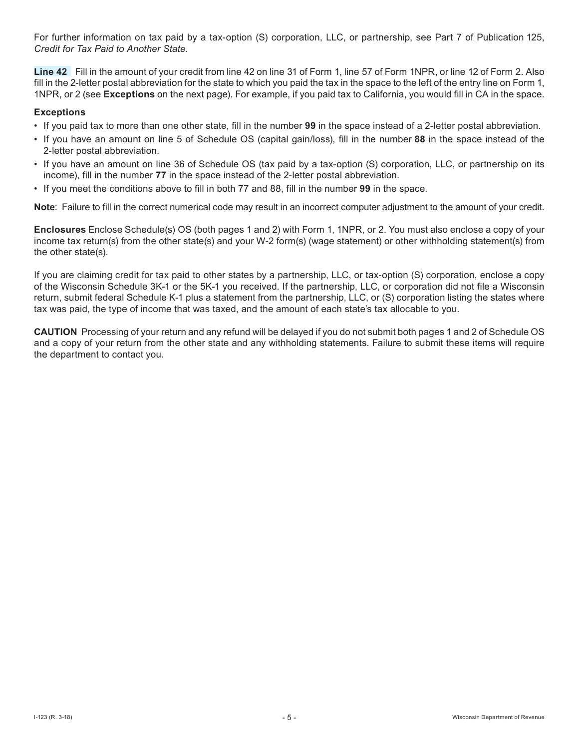For further information on tax paid by a tax-option (S) corporation, LLC, or partnership, see Part 7 of Publication 125, *Credit for Tax Paid to Another State*.

**Line 42** Fill in the amount of your credit from line 42 on line 31 of Form 1, line 57 of Form 1NPR, or line 12 of Form 2. Also fill in the 2-letter postal abbreviation for the state to which you paid the tax in the space to the left of the entry line on Form 1, 1NPR, or 2 (see **Exceptions** on the next page). For example, if you paid tax to California, you would fill in CA in the space.

**Exceptions**

- If you paid tax to more than one other state, fill in the number **99** in the space instead of a 2-letter postal abbreviation.
- If you have an amount on line 5 of Schedule OS (capital gain/loss), fill in the number **88** in the space instead of the 2-letter postal abbreviation.
- If you have an amount on line 36 of Schedule OS (tax paid by a tax-option (S) corporation, LLC, or partnership on its income), fill in the number **77** in the space instead of the 2-letter postal abbreviation.
- If you meet the conditions above to fill in both 77 and 88, fill in the number **99** in the space.

**Note**: Failure to fill in the correct numerical code may result in an incorrect computer adjustment to the amount of your credit.

**Enclosures** Enclose Schedule(s) OS (both pages 1 and 2) with Form 1, 1NPR, or 2. You must also enclose a copy of your income tax return(s) from the other state(s) and your W-2 form(s) (wage statement) or other withholding statement(s) from the other state(s).

If you are claiming credit for tax paid to other states by a partnership, LLC, or tax-option (S) corporation, enclose a copy of the Wisconsin Schedule 3K-1 or the 5K-1 you received. If the partnership, LLC, or corporation did not file a Wisconsin return, submit federal Schedule K-1 plus a statement from the partnership, LLC, or (S) corporation listing the states where tax was paid, the type of income that was taxed, and the amount of each state's tax allocable to you.

**CAUTION** Processing of your return and any refund will be delayed if you do not submit both pages 1 and 2 of Schedule OS and a copy of your return from the other state and any withholding statements. Failure to submit these items will require the department to contact you.